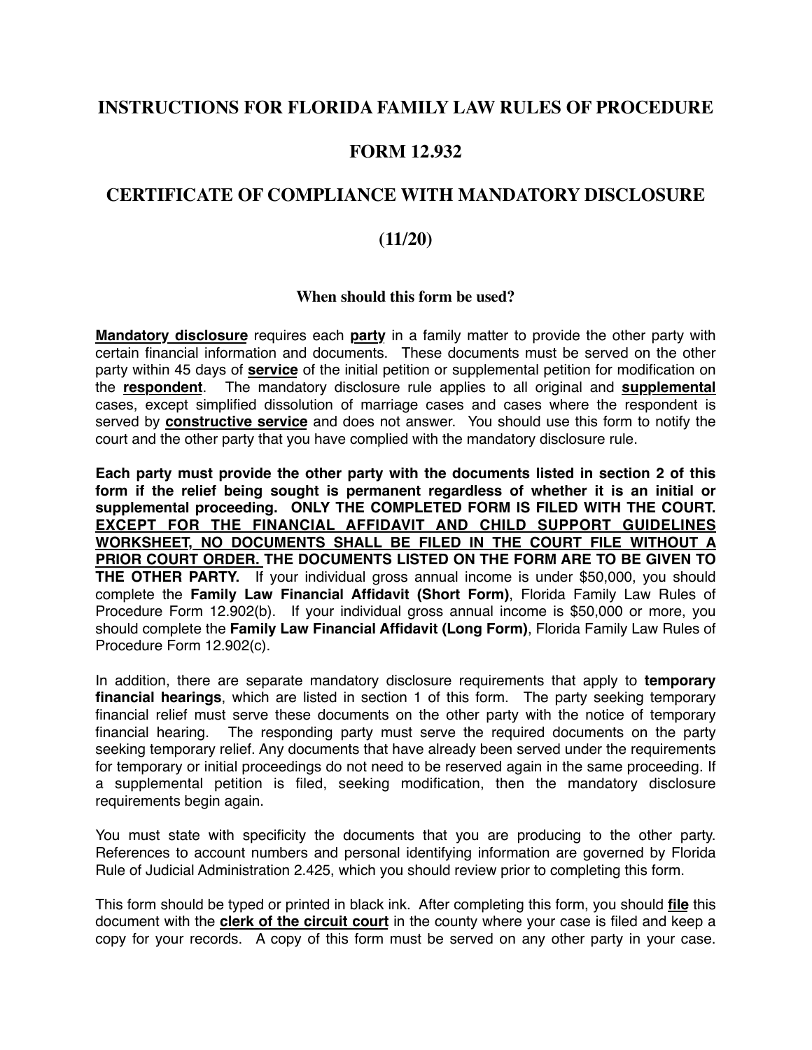# INSTRUCTIONS FOR FLORIDA FAMILY LAW RULES OF PROCEDURE

# FORM 12.932

# CERTIFICATE OF COMPLIANCE WITH MANDATORY DISCLOSURE

# (11/20)

### When should this form be used?

**Mandatory disclosure** requires each **party** in a family matter to provide the other party with certain financial information and documents. These documents must be served on the other party within 45 days of **service** of the initial petition or supplemental petition for modification on the **respondent**. The mandatory disclosure rule applies to all original and **supplemental** cases, except simplified dissolution of marriage cases and cases where the respondent is served by **constructive service** and does not answer. You should use this form to notify the court and the other party that you have complied with the mandatory disclosure rule.

**Each party must provide the other party with the documents listed in section 2 of this form if the relief being sought is permanent regardless of whether it is an initial or supplemental proceeding. ONLY THE COMPLETED FORM IS FILED WITH THE COURT. EXCEPT FOR THE FINANCIAL AFFIDAVIT AND CHILD SUPPORT GUIDELINES WORKSHEET, NO DOCUMENTS SHALL BE FILED IN THE COURT FILE WITHOUT A PRIOR COURT ORDER. THE DOCUMENTS LISTED ON THE FORM ARE TO BE GIVEN TO THE OTHER PARTY.** If your individual gross annual income is under $50,000, you should complete the **Family Law Financial Affidavit (Short Form)**, Florida Family Law Rules of Procedure Form 12.902(b). If your individual gross annual income is $50,000 or more, you should complete the **Family Law Financial Affidavit (Long Form)**, Florida Family Law Rules of Procedure Form 12.902(c).

In addition, there are separate mandatory disclosure requirements that apply to **temporary financial hearings**, which are listed in section 1 of this form. The party seeking temporary financial relief must serve these documents on the other party with the notice of temporary financial hearing. The responding party must serve the required documents on the party seeking temporary relief. Any documents that have already been served under the requirements for temporary or initial proceedings do not need to be reserved again in the same proceeding. If a supplemental petition is filed, seeking modification, then the mandatory disclosure requirements begin again.

You must state with specificity the documents that you are producing to the other party. References to account numbers and personal identifying information are governed by Florida Rule of Judicial Administration 2.425, which you should review prior to completing this form.

This form should be typed or printed in black ink. After completing this form, you should **file** this document with the **clerk of the circuit court** in the county where your case is filed and keep a copy for your records. A copy of this form must be served on any other party in your case.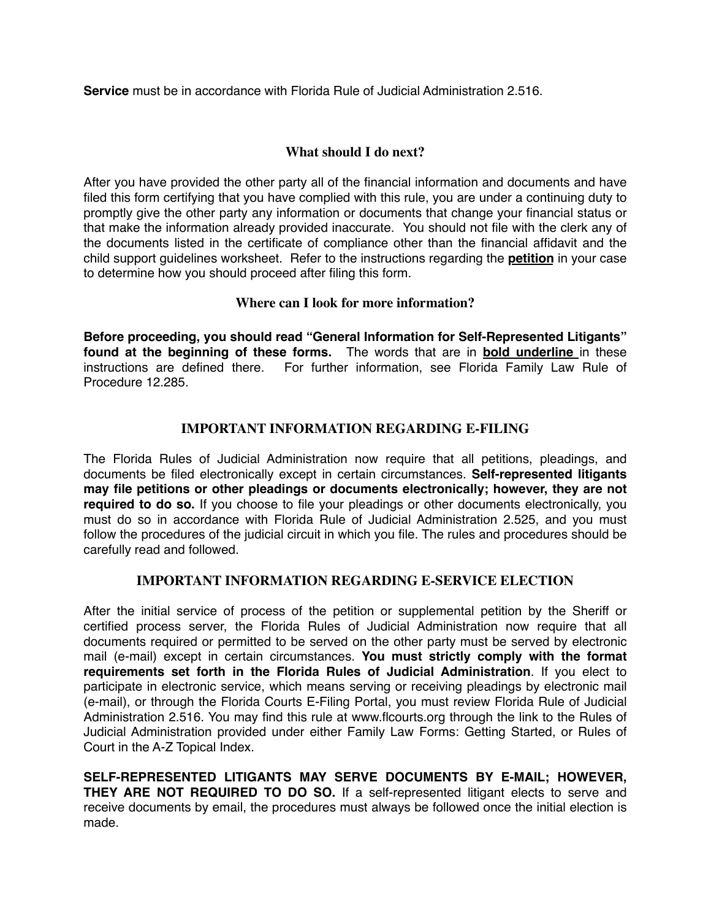**Service** must be in accordance with Florida Rule of Judicial Administration 2.516.

## What should I do next?

After you have provided the other party all of the financial information and documents and have filed this form certifying that you have complied with this rule, you are under a continuing duty to promptly give the other party any information or documents that change your financial status or that make the information already provided inaccurate. You should not file with the clerk any of the documents listed in the certificate of compliance other than the financial affidavit and the child support guidelines worksheet. Refer to the instructions regarding the **petition** in your case to determine how you should proceed after filing this form.

## Where can I look for more information?

**Before proceeding, you should read "General Information for Self-Represented Litigants" found at the beginning of these forms.** The words that are in **bold underline** in these instructions are defined there. For further information, see Florida Family Law Rule of Procedure 12.285.

## IMPORTANT INFORMATION REGARDING E-FILING

The Florida Rules of Judicial Administration now require that all petitions, pleadings, and documents be filed electronically except in certain circumstances. **Self-represented litigants may file petitions or other pleadings or documents electronically; however, they are not required to do so.** If you choose to file your pleadings or other documents electronically, you must do so in accordance with Florida Rule of Judicial Administration 2.525, and you must follow the procedures of the judicial circuit in which you file. The rules and procedures should be carefully read and followed.

## IMPORTANT INFORMATION REGARDING E-SERVICE ELECTION

After the initial service of process of the petition or supplemental petition by the Sheriff or certified process server, the Florida Rules of Judicial Administration now require that all documents required or permitted to be served on the other party must be served by electronic mail (e-mail) except in certain circumstances. **You must strictly comply with the format requirements set forth in the Florida Rules of Judicial Administration**. If you elect to participate in electronic service, which means serving or receiving pleadings by electronic mail (e-mail), or through the Florida Courts E-Filing Portal, you must review Florida Rule of Judicial Administration 2.516. You may find this rule at www.flcourts.org through the link to the Rules of Judicial Administration provided under either Family Law Forms: Getting Started, or Rules of Court in the A-Z Topical Index.

**SELF-REPRESENTED LITIGANTS MAY SERVE DOCUMENTS BY E-MAIL; HOWEVER, THEY ARE NOT REQUIRED TO DO SO.** If a self-represented litigant elects to serve and receive documents by email, the procedures must always be followed once the initial election is made.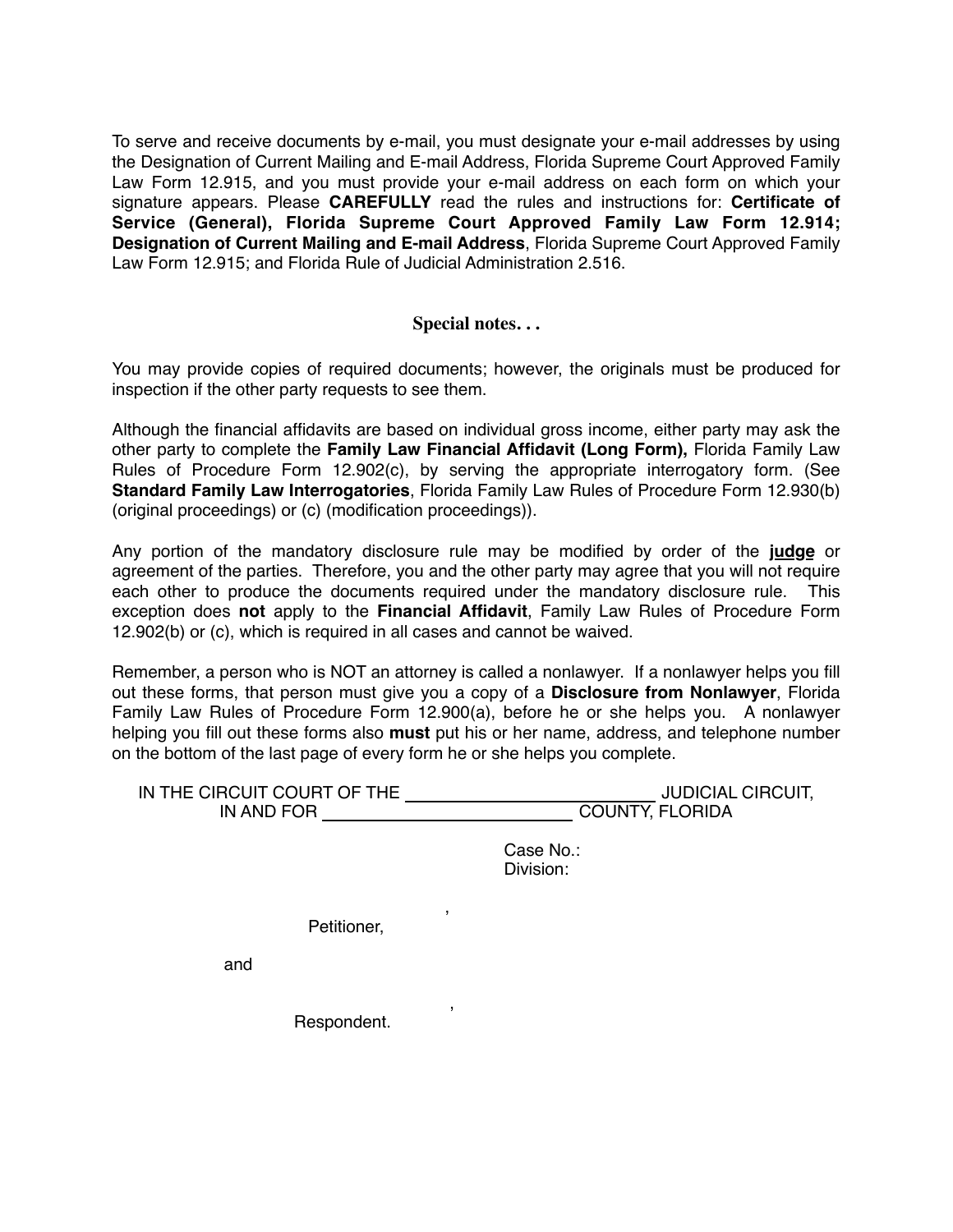To serve and receive documents by e-mail, you must designate your e-mail addresses by using the Designation of Current Mailing and E-mail Address, Florida Supreme Court Approved Family Law Form 12.915, and you must provide your e-mail address on each form on which your signature appears. Please **CAREFULLY** read the rules and instructions for: **Certificate of Service (General), Florida Supreme Court Approved Family Law Form 12.914; Designation of Current Mailing and E-mail Address**, Florida Supreme Court Approved Family Law Form 12.915; and Florida Rule of Judicial Administration 2.516.

## Special notes. . .

You may provide copies of required documents; however, the originals must be produced for inspection if the other party requests to see them.

Although the financial affidavits are based on individual gross income, either party may ask the other party to complete the **Family Law Financial Affidavit (Long Form),** Florida Family Law Rules of Procedure Form 12.902(c), by serving the appropriate interrogatory form. (See **Standard Family Law Interrogatories**, Florida Family Law Rules of Procedure Form 12.930(b) (original proceedings) or (c) (modification proceedings)).

Any portion of the mandatory disclosure rule may be modified by order of the **judge** or agreement of the parties. Therefore, you and the other party may agree that you will not require each other to produce the documents required under the mandatory disclosure rule. This exception does **not** apply to the **Financial Affidavit**, Family Law Rules of Procedure Form 12.902(b) or (c), which is required in all cases and cannot be waived.

Remember, a person who is NOT an attorney is called a nonlawyer. If a nonlawyer helps you fill out these forms, that person must give you a copy of a **Disclosure from Nonlawyer**, Florida Family Law Rules of Procedure Form 12.900(a), before he or she helps you. A nonlawyer helping you fill out these forms also **must** put his or her name, address, and telephone number on the bottom of the last page of every form he or she helps you complete.

IN THE CIRCUIT COURT OF THE ________________________ JUDICIAL CIRCUIT,
IN AND FOR ________________________ COUNTY, FLORIDA

Case No.:
Division:

________________________,
Petitioner,

and

________________________,
Respondent.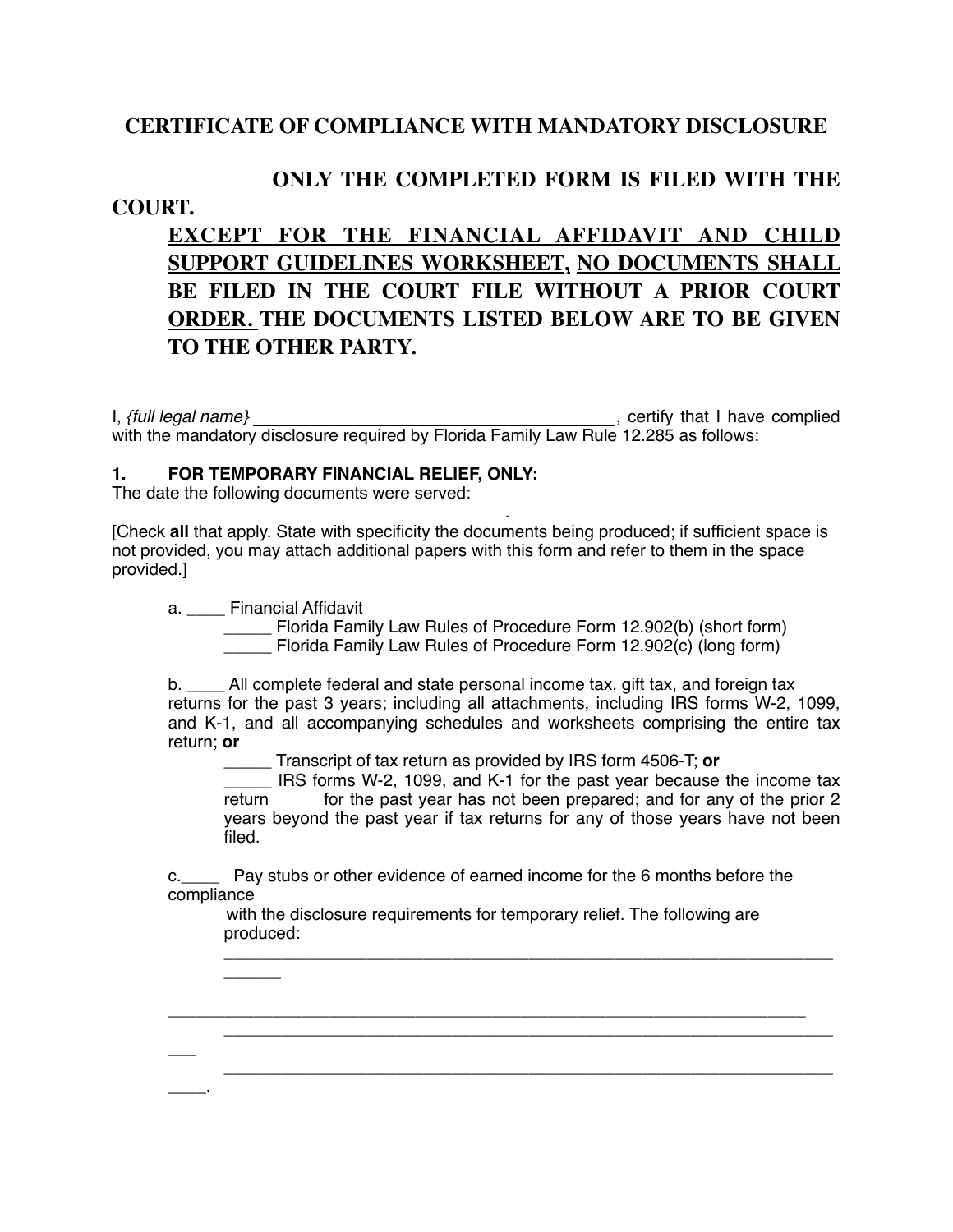# CERTIFICATE OF COMPLIANCE WITH MANDATORY DISCLOSURE

**ONLY THE COMPLETED FORM IS FILED WITH THE COURT.**

**<u>EXCEPT FOR THE FINANCIAL AFFIDAVIT AND CHILD SUPPORT GUIDELINES WORKSHEET,</u> <u>NO DOCUMENTS SHALL BE FILED IN THE COURT FILE WITHOUT A PRIOR COURT ORDER.</u> THE DOCUMENTS LISTED BELOW ARE TO BE GIVEN TO THE OTHER PARTY.**

I, *{full legal name}* ____________________________________, certify that I have complied with the mandatory disclosure required by Florida Family Law Rule 12.285 as follows:

**1. FOR TEMPORARY FINANCIAL RELIEF, ONLY:**
The date the following documents were served: .

[Check **all** that apply. State with specificity the documents being produced; if sufficient space is not provided, you may attach additional papers with this form and refer to them in the space provided.]

a. ____ Financial Affidavit
_____ Florida Family Law Rules of Procedure Form 12.902(b) (short form)
_____ Florida Family Law Rules of Procedure Form 12.902(c) (long form)

b. ____ All complete federal and state personal income tax, gift tax, and foreign tax returns for the past 3 years; including all attachments, including IRS forms W-2, 1099, and K-1, and all accompanying schedules and worksheets comprising the entire tax return; **or**
_____ Transcript of tax return as provided by IRS form 4506-T; **or**
_____ IRS forms W-2, 1099, and K-1 for the past year because the income tax return for the past year has not been prepared; and for any of the prior 2 years beyond the past year if tax returns for any of those years have not been filed.

c.____ Pay stubs or other evidence of earned income for the 6 months before the compliance with the disclosure requirements for temporary relief. The following are produced:
_____________________________________________________________________
_____________________________________________________________________
_____________________________________________________________________
_____________________________________________________________________.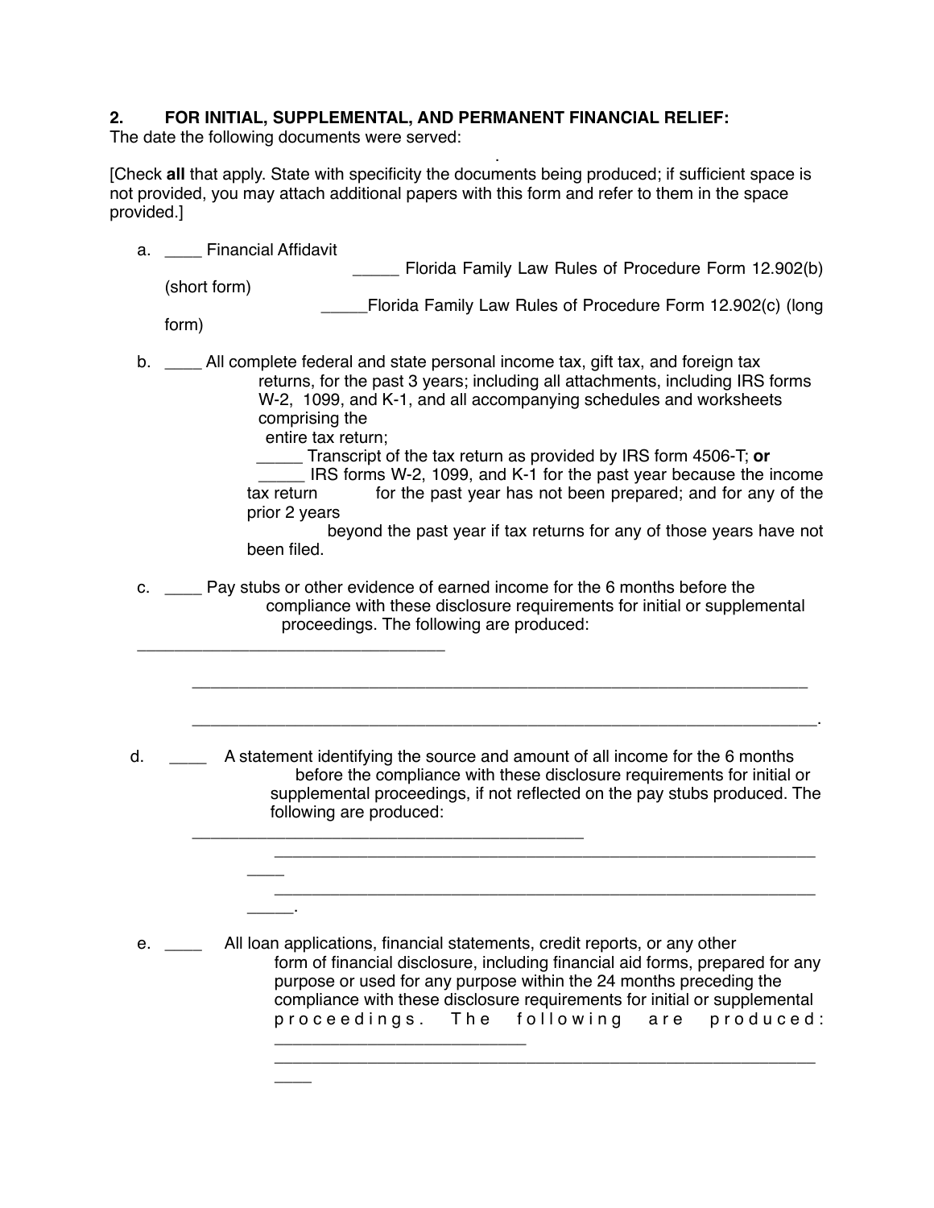**2. FOR INITIAL, SUPPLEMENTAL, AND PERMANENT FINANCIAL RELIEF:**

The date the following documents were served: .

[Check **all** that apply. State with specificity the documents being produced; if sufficient space is not provided, you may attach additional papers with this form and refer to them in the space provided.]

a. ____ Financial Affidavit

_____ Florida Family Law Rules of Procedure Form 12.902(b) (short form)

_____Florida Family Law Rules of Procedure Form 12.902(c) (long form)

b. ____ All complete federal and state personal income tax, gift tax, and foreign tax returns, for the past 3 years; including all attachments, including IRS forms W-2, 1099, and K-1, and all accompanying schedules and worksheets comprising the entire tax return;

_____ Transcript of the tax return as provided by IRS form 4506-T; **or**

_____ IRS forms W-2, 1099, and K-1 for the past year because the income tax return for the past year has not been prepared; and for any of the prior 2 years beyond the past year if tax returns for any of those years have not been filed.

c. ____ Pay stubs or other evidence of earned income for the 6 months before the compliance with these disclosure requirements for initial or supplemental proceedings. The following are produced: ___________________________________

_____________________________________________________________________

_____________________________________________________________________.

d. ____ A statement identifying the source and amount of all income for the 6 months before the compliance with these disclosure requirements for initial or supplemental proceedings, if not reflected on the pay stubs produced. The following are produced: _____________________________________________

_________________________________________________________________

_________________________________________________________________.

e. ____ All loan applications, financial statements, credit reports, or any other form of financial disclosure, including financial aid forms, prepared for any purpose or used for any purpose within the 24 months preceding the compliance with these disclosure requirements for initial or supplemental proceedings. The following are produced: ___________________________

_________________________________________________________________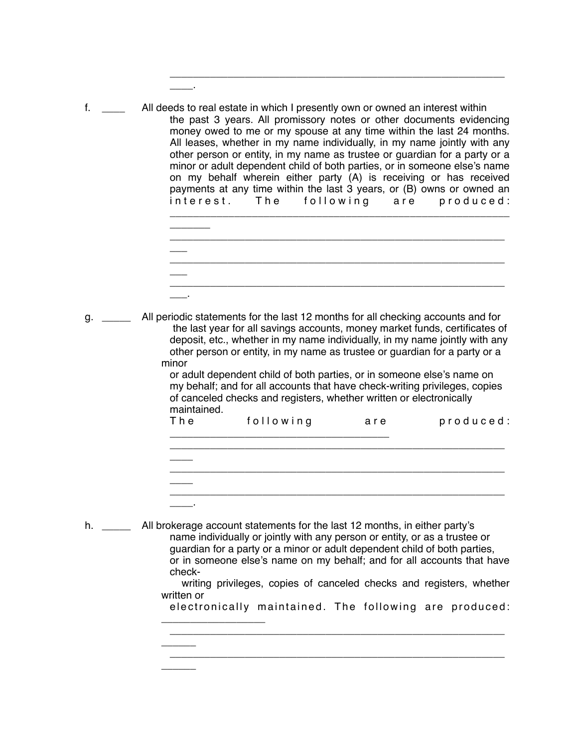\_\_\_\_\_\_\_\_\_\_\_\_\_\_\_\_\_\_\_\_\_\_\_\_\_\_\_\_\_\_\_\_\_\_\_\_\_\_\_\_\_\_\_\_\_\_\_\_\_\_\_\_\_\_\_\_\_\_\_\_\_\_\_\_\_\_.

f. \_\_\_\_ All deeds to real estate in which I presently own or owned an interest within the past 3 years. All promissory notes or other documents evidencing money owed to me or my spouse at any time within the last 24 months. All leases, whether in my name individually, in my name jointly with any other person or entity, in my name as trustee or guardian for a party or a minor or adult dependent child of both parties, or in someone else's name on my behalf wherein either party (A) is receiving or has received payments at any time within the last 3 years, or (B) owns or owned an interest. The following are produced: \_\_\_\_\_\_\_\_\_\_\_\_\_\_\_\_\_\_\_\_\_\_\_\_\_\_\_\_\_\_\_\_\_\_\_\_\_\_\_\_\_\_\_\_\_\_\_\_\_\_\_\_\_\_\_\_\_\_\_\_\_\_\_\_\_\_\_\_
\_\_\_\_\_\_\_\_\_\_\_\_\_\_\_\_\_\_\_\_\_\_\_\_\_\_\_\_\_\_\_\_\_\_\_\_\_\_\_\_\_\_\_\_\_\_\_\_\_\_\_\_\_\_\_\_\_\_\_\_\_\_\_\_\_\_
\_\_\_\_\_\_\_\_\_\_\_\_\_\_\_\_\_\_\_\_\_\_\_\_\_\_\_\_\_\_\_\_\_\_\_\_\_\_\_\_\_\_\_\_\_\_\_\_\_\_\_\_\_\_\_\_\_\_\_\_\_\_\_\_\_\_
\_\_\_\_\_\_\_\_\_\_\_\_\_\_\_\_\_\_\_\_\_\_\_\_\_\_\_\_\_\_\_\_\_\_\_\_\_\_\_\_\_\_\_\_\_\_\_\_\_\_\_\_\_\_\_\_\_\_\_\_\_\_\_\_\_\_.

g. \_\_\_\_\_ All periodic statements for the last 12 months for all checking accounts and for the last year for all savings accounts, money market funds, certificates of deposit, etc., whether in my name individually, in my name jointly with any other person or entity, in my name as trustee or guardian for a party or a minor or adult dependent child of both parties, or in someone else's name on my behalf; and for all accounts that have check-writing privileges, copies of canceled checks and registers, whether written or electronically maintained. The following are produced: \_\_\_\_\_\_\_\_\_\_\_\_\_\_\_\_\_\_\_\_\_\_\_\_\_\_\_\_\_\_\_\_\_\_\_\_\_\_\_\_
\_\_\_\_\_\_\_\_\_\_\_\_\_\_\_\_\_\_\_\_\_\_\_\_\_\_\_\_\_\_\_\_\_\_\_\_\_\_\_\_\_\_\_\_\_\_\_\_\_\_\_\_\_\_\_\_\_\_\_\_\_\_\_\_\_\_
\_\_\_\_\_\_\_\_\_\_\_\_\_\_\_\_\_\_\_\_\_\_\_\_\_\_\_\_\_\_\_\_\_\_\_\_\_\_\_\_\_\_\_\_\_\_\_\_\_\_\_\_\_\_\_\_\_\_\_\_\_\_\_\_\_\_
\_\_\_\_\_\_\_\_\_\_\_\_\_\_\_\_\_\_\_\_\_\_\_\_\_\_\_\_\_\_\_\_\_\_\_\_\_\_\_\_\_\_\_\_\_\_\_\_\_\_\_\_\_\_\_\_\_\_\_\_\_\_\_\_\_\_.

h. \_\_\_\_\_ All brokerage account statements for the last 12 months, in either party's name individually or jointly with any person or entity, or as a trustee or guardian for a party or a minor or adult dependent child of both parties, or in someone else's name on my behalf; and for all accounts that have check-writing privileges, copies of canceled checks and registers, whether written or electronically maintained. The following are produced: \_\_\_\_\_\_\_\_\_\_\_\_\_\_\_\_\_\_\_\_
\_\_\_\_\_\_\_\_\_\_\_\_\_\_\_\_\_\_\_\_\_\_\_\_\_\_\_\_\_\_\_\_\_\_\_\_\_\_\_\_\_\_\_\_\_\_\_\_\_\_\_\_\_\_\_\_\_\_\_\_\_\_\_\_\_\_
\_\_\_\_\_\_\_\_\_\_\_\_\_\_\_\_\_\_\_\_\_\_\_\_\_\_\_\_\_\_\_\_\_\_\_\_\_\_\_\_\_\_\_\_\_\_\_\_\_\_\_\_\_\_\_\_\_\_\_\_\_\_\_\_\_\_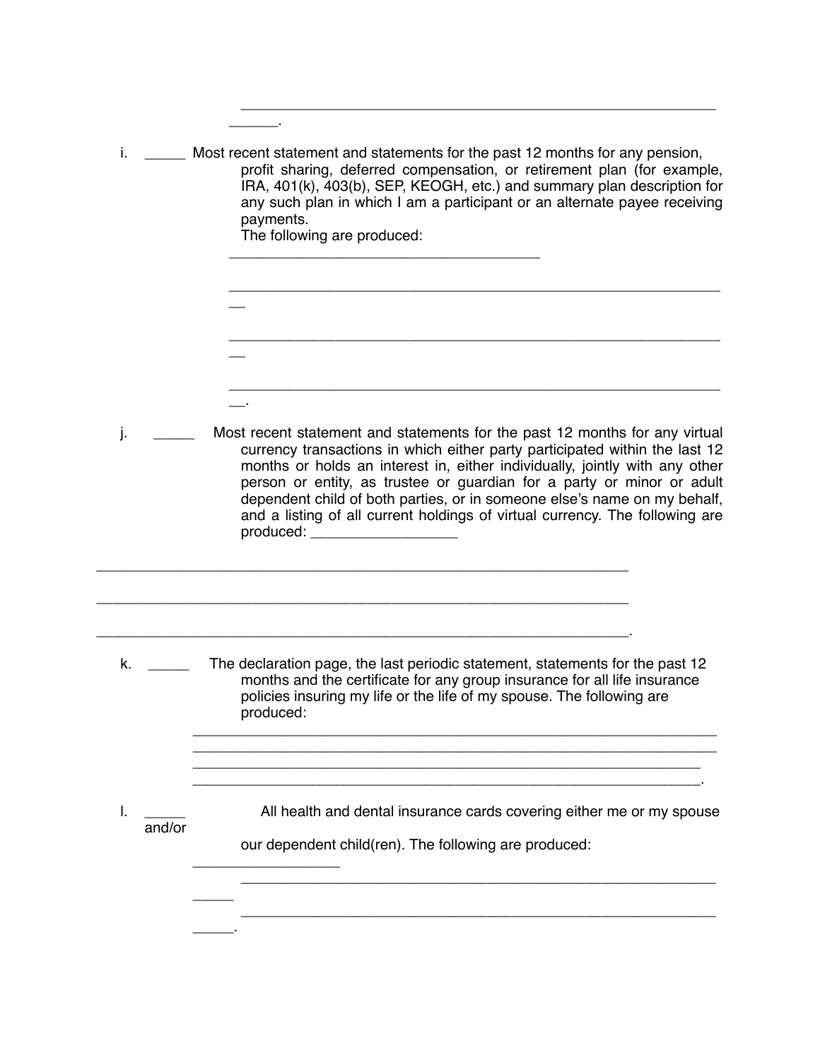______________________________________________________________
______.

i. _____ Most recent statement and statements for the past 12 months for any pension, profit sharing, deferred compensation, or retirement plan (for example, IRA, 401(k), 403(b), SEP, KEOGH, etc.) and summary plan description for any such plan in which I am a participant or an alternate payee receiving payments.
The following are produced:
_________________________________________

______________________________________________________________
__

______________________________________________________________
__

______________________________________________________________
__.

j. _____ Most recent statement and statements for the past 12 months for any virtual currency transactions in which either party participated within the last 12 months or holds an interest in, either individually, jointly with any other person or entity, as trustee or guardian for a party or minor or adult dependent child of both parties, or in someone else's name on my behalf, and a listing of all current holdings of virtual currency. The following are produced: __________________

______________________________________________________________________

______________________________________________________________________

______________________________________________________________________.

k. _____ The declaration page, the last periodic statement, statements for the past 12 months and the certificate for any group insurance for all life insurance policies insuring my life or the life of my spouse. The following are produced:
______________________________________________________________
______________________________________________________________
______________________________________________________________
______________________________________________________________.

l. _____ All health and dental insurance cards covering either me or my spouse and/or our dependent child(ren). The following are produced:
__________________
______________________________________________________________
_____
______________________________________________________________
_____.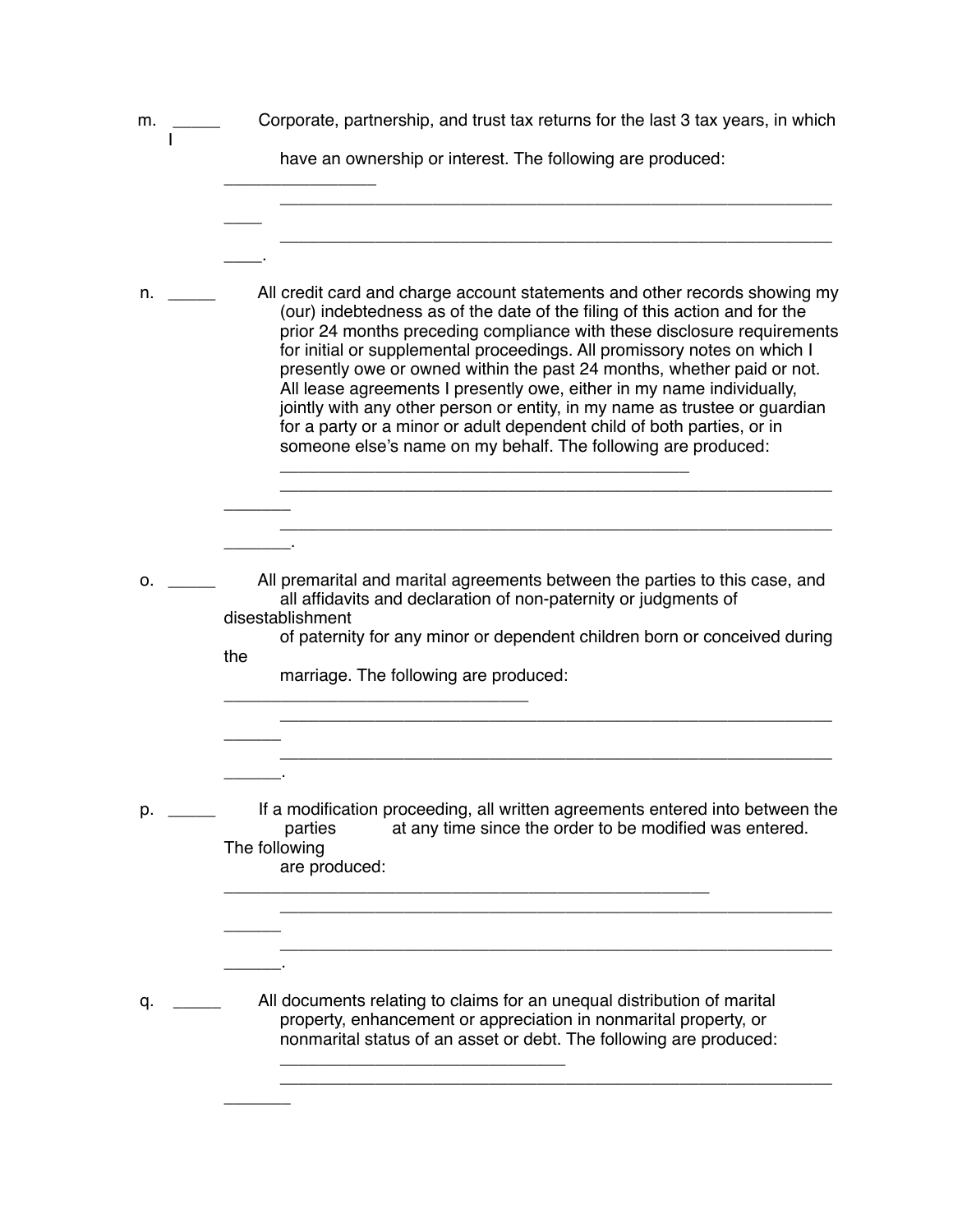m. _____ Corporate, partnership, and trust tax returns for the last 3 tax years, in which I have an ownership or interest. The following are produced: ________________
____________________________________________________________
____________________________________________________________.

n. _____ All credit card and charge account statements and other records showing my (our) indebtedness as of the date of the filing of this action and for the prior 24 months preceding compliance with these disclosure requirements for initial or supplemental proceedings. All promissory notes on which I presently owe or owned within the past 24 months, whether paid or not. All lease agreements I presently owe, either in my name individually, jointly with any other person or entity, in my name as trustee or guardian for a party or a minor or adult dependent child of both parties, or in someone else's name on my behalf. The following are produced:
___________________________________________
____________________________________________________________
____________________________________________________________.

o. _____ All premarital and marital agreements between the parties to this case, and all affidavits and declaration of non-paternity or judgments of disestablishment of paternity for any minor or dependent children born or conceived during the marriage. The following are produced: ________________________________
____________________________________________________________
____________________________________________________________.

p. _____ If a modification proceeding, all written agreements entered into between the parties at any time since the order to be modified was entered. The following are produced: ___________________________________________________
____________________________________________________________
____________________________________________________________.

q. _____ All documents relating to claims for an unequal distribution of marital property, enhancement or appreciation in nonmarital property, or nonmarital status of an asset or debt. The following are produced:
______________________________
____________________________________________________________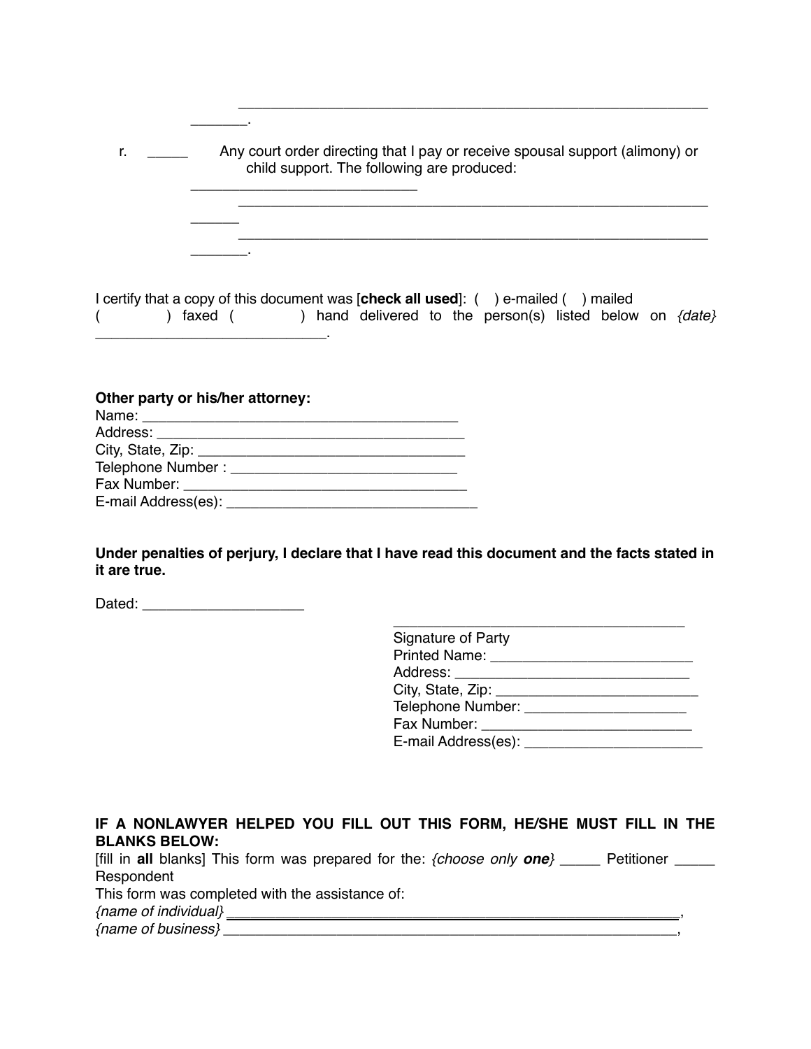\_\_\_\_\_\_\_\_\_\_\_\_\_\_\_\_\_\_\_\_\_\_\_\_\_\_\_\_\_\_\_\_\_\_\_\_\_\_\_\_\_\_\_\_\_\_\_\_\_\_\_\_\_\_\_\_\_\_\_\_\_\_\_\_\_\_
\_\_\_\_\_\_\_.

r. \_\_\_\_\_ Any court order directing that I pay or receive spousal support (alimony) or child support. The following are produced:
\_\_\_\_\_\_\_\_\_\_\_\_\_\_\_\_\_\_\_\_\_\_\_\_\_\_\_\_\_\_
\_\_\_\_\_\_\_\_\_\_\_\_\_\_\_\_\_\_\_\_\_\_\_\_\_\_\_\_\_\_\_\_\_\_\_\_\_\_\_\_\_\_\_\_\_\_\_\_\_\_\_\_\_\_\_\_\_\_\_\_\_\_\_\_\_\_
\_\_\_\_\_\_
\_\_\_\_\_\_\_\_\_\_\_\_\_\_\_\_\_\_\_\_\_\_\_\_\_\_\_\_\_\_\_\_\_\_\_\_\_\_\_\_\_\_\_\_\_\_\_\_\_\_\_\_\_\_\_\_\_\_\_\_\_\_\_\_\_\_
\_\_\_\_\_\_\_.

I certify that a copy of this document was [**check all used**]: ( ) e-mailed ( ) mailed ( ) faxed ( ) hand delivered to the person(s) listed below on *{date}* \_\_\_\_\_\_\_\_\_\_\_\_\_\_\_\_\_\_\_\_\_\_\_\_\_\_\_\_\_\_.

**Other party or his/her attorney:**
Name: \_\_\_\_\_\_\_\_\_\_\_\_\_\_\_\_\_\_\_\_\_\_\_\_\_\_\_\_\_\_\_\_\_\_\_\_\_\_\_
Address: \_\_\_\_\_\_\_\_\_\_\_\_\_\_\_\_\_\_\_\_\_\_\_\_\_\_\_\_\_\_\_\_\_\_\_\_\_\_
City, State, Zip: \_\_\_\_\_\_\_\_\_\_\_\_\_\_\_\_\_\_\_\_\_\_\_\_\_\_\_\_\_\_\_\_\_\_
Telephone Number : \_\_\_\_\_\_\_\_\_\_\_\_\_\_\_\_\_\_\_\_\_\_\_\_\_\_\_\_\_\_
Fax Number: \_\_\_\_\_\_\_\_\_\_\_\_\_\_\_\_\_\_\_\_\_\_\_\_\_\_\_\_\_\_\_\_\_\_\_
E-mail Address(es): \_\_\_\_\_\_\_\_\_\_\_\_\_\_\_\_\_\_\_\_\_\_\_\_\_\_\_\_\_\_\_\_\_

**Under penalties of perjury, I declare that I have read this document and the facts stated in it are true.**

Dated: \_\_\_\_\_\_\_\_\_\_\_\_\_\_\_\_\_\_\_\_\_

\_\_\_\_\_\_\_\_\_\_\_\_\_\_\_\_\_\_\_\_\_\_\_\_\_\_\_\_\_\_\_\_\_\_\_\_\_\_\_
Signature of Party
Printed Name: \_\_\_\_\_\_\_\_\_\_\_\_\_\_\_\_\_\_\_\_\_\_\_\_\_\_
Address: \_\_\_\_\_\_\_\_\_\_\_\_\_\_\_\_\_\_\_\_\_\_\_\_\_\_\_\_\_\_\_
City, State, Zip: \_\_\_\_\_\_\_\_\_\_\_\_\_\_\_\_\_\_\_\_\_\_\_\_\_\_
Telephone Number: \_\_\_\_\_\_\_\_\_\_\_\_\_\_\_\_\_\_\_\_\_
Fax Number: \_\_\_\_\_\_\_\_\_\_\_\_\_\_\_\_\_\_\_\_\_\_\_\_\_\_\_\_
E-mail Address(es): \_\_\_\_\_\_\_\_\_\_\_\_\_\_\_\_\_\_\_\_\_\_\_

**IF A NONLAWYER HELPED YOU FILL OUT THIS FORM, HE/SHE MUST FILL IN THE BLANKS BELOW:**
[fill in **all** blanks] This form was prepared for the: *{choose only* ***one****}* \_\_\_\_\_ Petitioner \_\_\_\_\_ Respondent
This form was completed with the assistance of:
*{name of individual}* \_\_\_\_\_\_\_\_\_\_\_\_\_\_\_\_\_\_\_\_\_\_\_\_\_\_\_\_\_\_\_\_\_\_\_\_\_\_\_\_\_\_\_\_\_\_\_\_\_\_\_\_\_\_\_\_\_\_\_\_,
*{name of business}* \_\_\_\_\_\_\_\_\_\_\_\_\_\_\_\_\_\_\_\_\_\_\_\_\_\_\_\_\_\_\_\_\_\_\_\_\_\_\_\_\_\_\_\_\_\_\_\_\_\_\_\_\_\_\_\_\_\_\_,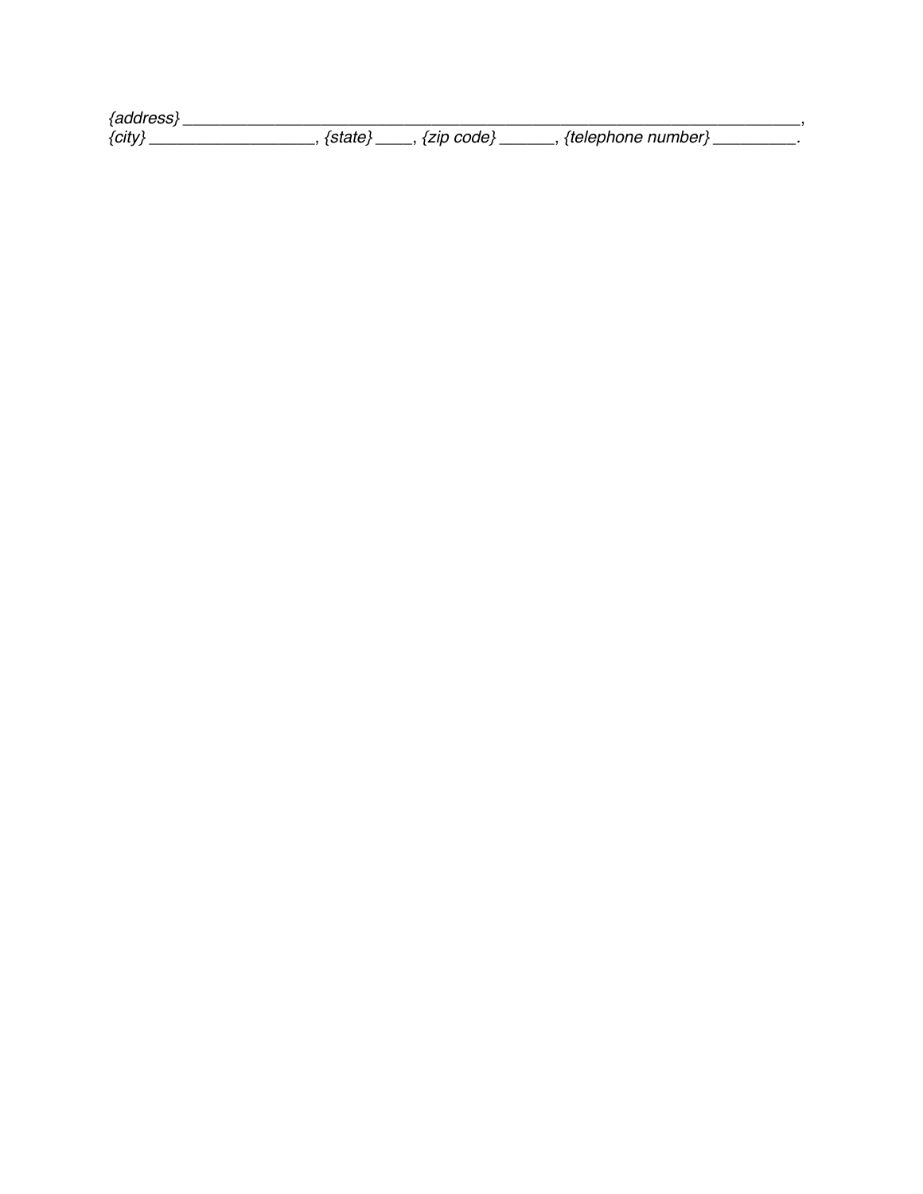*{address}* ______________________________________________________________________,
*{city}* ___________________, *{state}* ____, *{zip code}* ______, *{telephone number}* _________.